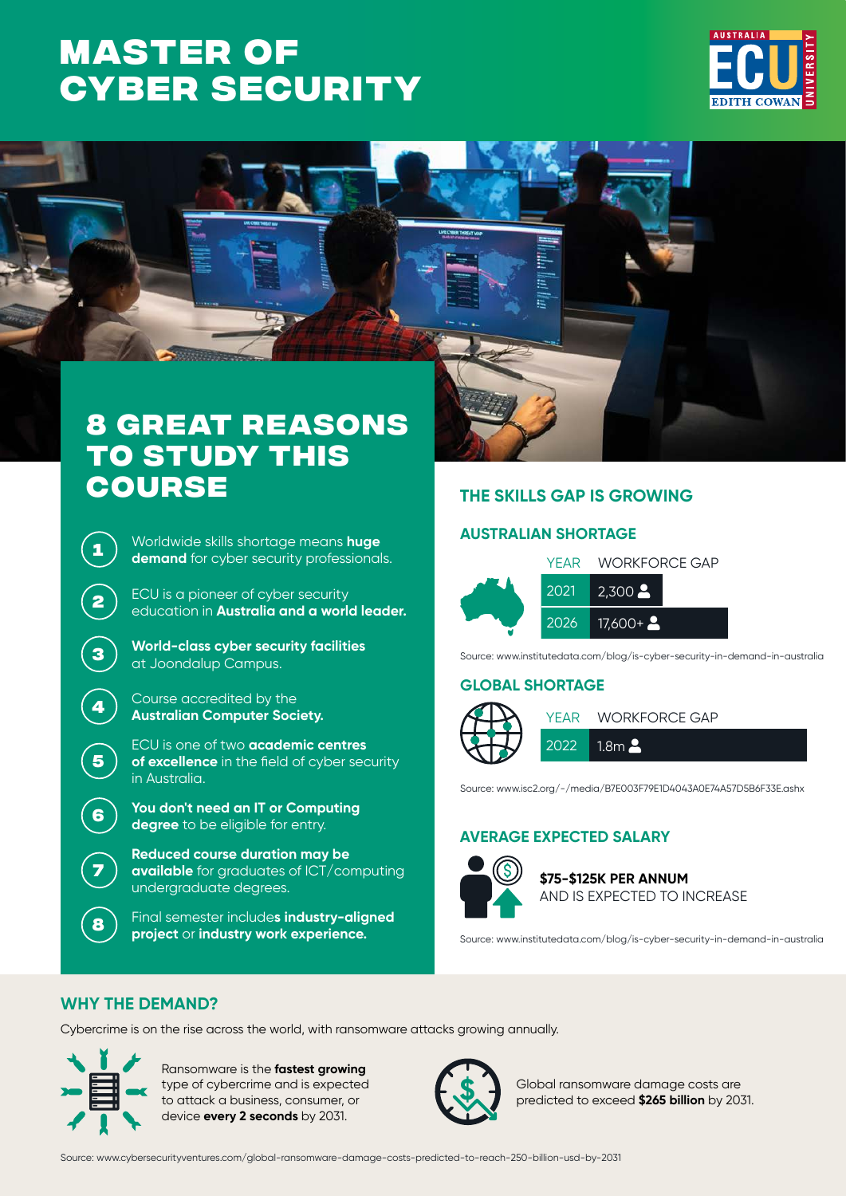# MASTER OF CYBER SECURITY

## 8 GREAT REASONS TO STUDY THIS COURSE

1. Worldwide skills shortage means **huge demand** for cyber security professionals.
2. ECU is a pioneer of cyber security education in **Australia and a world leader.**
3. **World-class cyber security facilities** at Joondalup Campus.
4. Course accredited by the **Australian Computer Society.**
5. ECU is one of two **academic centres of excellence** in the field of cyber security in Australia.
6. **You don't need an IT or Computing degree** to be eligible for entry.
7. **Reduced course duration may be available** for graduates of ICT/computing undergraduate degrees.
8. Final semester include**s industry-aligned project** or **industry work experience.**

## THE SKILLS GAP IS GROWING

### AUSTRALIAN SHORTAGE

| YEAR | WORKFORCE GAP |
| --- | --- |
| 2021 | 2,300 |
| 2026 | 17,600+ |

Source: www.institutedata.com/blog/is-cyber-security-in-demand-in-australia

### GLOBAL SHORTAGE

| YEAR | WORKFORCE GAP |
| --- | --- |
| 2022 | 1.8m |

Source: www.isc2.org/-/media/B7E003F79E1D4043A0E74A57D5B6F33E.ashx

### AVERAGE EXPECTED SALARY

**$75-$125K PER ANNUM**
AND IS EXPECTED TO INCREASE

Source: www.institutedata.com/blog/is-cyber-security-in-demand-in-australia

## WHY THE DEMAND?

Cybercrime is on the rise across the world, with ransomware attacks growing annually.

Ransomware is the **fastest growing** type of cybercrime and is expected to attack a business, consumer, or device **every 2 seconds** by 2031.

Global ransomware damage costs are predicted to exceed **$265 billion** by 2031.

Source: www.cybersecurityventures.com/global-ransomware-damage-costs-predicted-to-reach-250-billion-usd-by-2031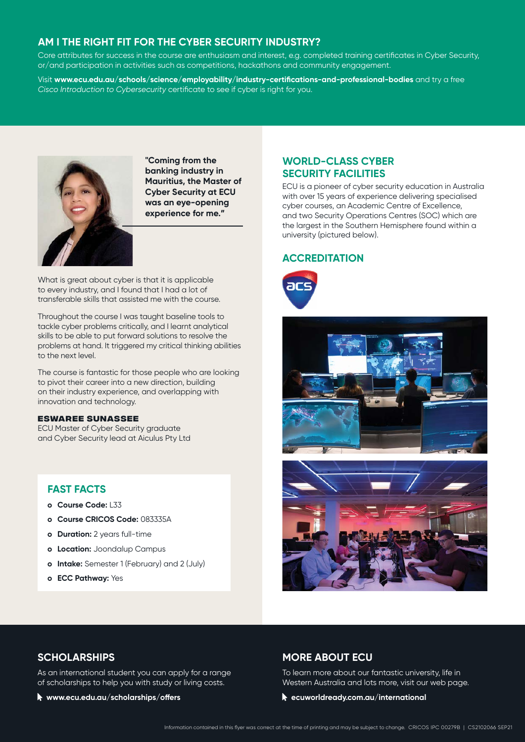## AM I THE RIGHT FIT FOR THE CYBER SECURITY INDUSTRY?

Core attributes for success in the course are enthusiasm and interest, e.g. completed training certificates in Cyber Security, or/and participation in activities such as competitions, hackathons and community engagement.

Visit **www.ecu.edu.au/schools/science/employability/industry-certifications-and-professional-bodies** and try a free *Cisco Introduction to Cybersecurity* certificate to see if cyber is right for you.

**"Coming from the banking industry in Mauritius, the Master of Cyber Security at ECU was an eye-opening experience for me."**

What is great about cyber is that it is applicable to every industry, and I found that I had a lot of transferable skills that assisted me with the course.

Throughout the course I was taught baseline tools to tackle cyber problems critically, and I learnt analytical skills to be able to put forward solutions to resolve the problems at hand. It triggered my critical thinking abilities to the next level.

The course is fantastic for those people who are looking to pivot their career into a new direction, building on their industry experience, and overlapping with innovation and technology.

**ESWAREE SUNASSEE**
ECU Master of Cyber Security graduate and Cyber Security lead at Aiculus Pty Ltd

### FAST FACTS

- **Course Code:** L33
- **Course CRICOS Code:** 083335A
- **Duration:** 2 years full-time
- **Location:** Joondalup Campus
- **Intake:** Semester 1 (February) and 2 (July)
- **ECC Pathway:** Yes

## WORLD-CLASS CYBER SECURITY FACILITIES

ECU is a pioneer of cyber security education in Australia with over 15 years of experience delivering specialised cyber courses, an Academic Centre of Excellence, and two Security Operations Centres (SOC) which are the largest in the Southern Hemisphere found within a university (pictured below).

## ACCREDITATION

## SCHOLARSHIPS

As an international student you can apply for a range of scholarships to help you with study or living costs.

**www.ecu.edu.au/scholarships/offers**

## MORE ABOUT ECU

To learn more about our fantastic university, life in Western Australia and lots more, visit our web page.

**ecuworldready.com.au/international**

Information contained in this flyer was correct at the time of printing and may be subject to change. CRICOS IPC 00279B | CS2102066 SEP21